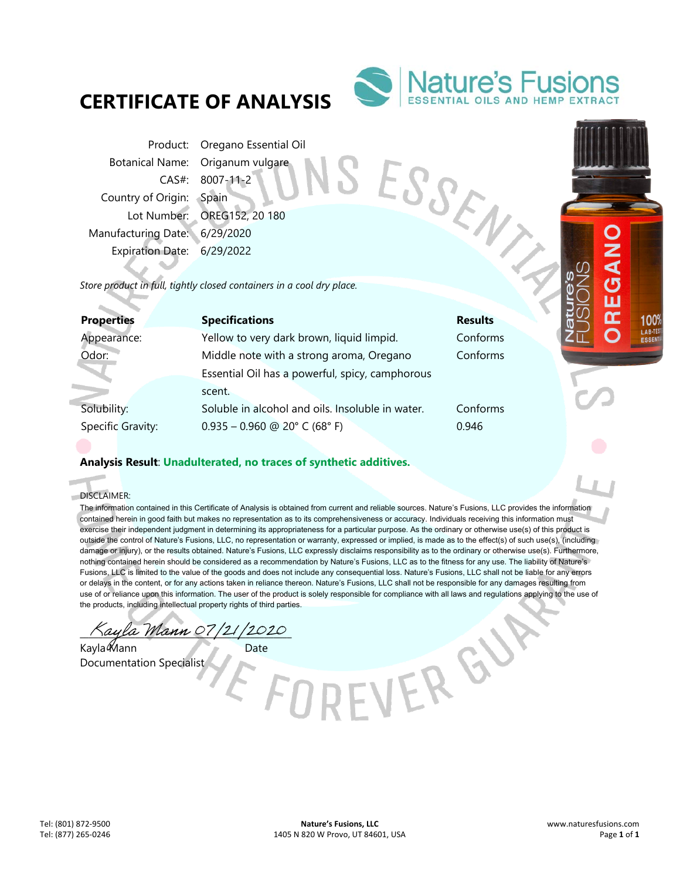# CERTIFICATE OF ANALYSIS

Nature's Fusions
ESSENTIAL OILS AND HEMP EXTRACT

| | |
|---|---|
| Product: | Oregano Essential Oil |
| Botanical Name: | Origanum vulgare |
| CAS#: | 8007-11-2 |
| Country of Origin: | Spain |
| Lot Number: | OREG152, 20 180 |
| Manufacturing Date: | 6/29/2020 |
| Expiration Date: | 6/29/2022 |

*Store product in full, tightly closed containers in a cool dry place.*

| Properties | Specifications | Results |
|---|---|---|
| Appearance: | Yellow to very dark brown, liquid limpid. | Conforms |
| Odor: | Middle note with a strong aroma, Oregano Essential Oil has a powerful, spicy, camphorous scent. | Conforms |
| Solubility: | Soluble in alcohol and oils. Insoluble in water. | Conforms |
| Specific Gravity: | 0.935 – 0.960 @ 20° C (68° F) | 0.946 |

**Analysis Result**: **Unadulterated, no traces of synthetic additives.**

DISCLAIMER:
The information contained in this Certificate of Analysis is obtained from current and reliable sources. Nature's Fusions, LLC provides the information contained herein in good faith but makes no representation as to its comprehensiveness or accuracy. Individuals receiving this information must exercise their independent judgment in determining its appropriateness for a particular purpose. As the ordinary or otherwise use(s) of this product is outside the control of Nature's Fusions, LLC, no representation or warranty, expressed or implied, is made as to the effect(s) of such use(s), (including damage or injury), or the results obtained. Nature's Fusions, LLC expressly disclaims responsibility as to the ordinary or otherwise use(s). Furthermore, nothing contained herein should be considered as a recommendation by Nature's Fusions, LLC as to the fitness for any use. The liability of Nature's Fusions, LLC is limited to the value of the goods and does not include any consequential loss. Nature's Fusions, LLC shall not be liable for any errors or delays in the content, or for any actions taken in reliance thereon. Nature's Fusions, LLC shall not be responsible for any damages resulting from use of or reliance upon this information. The user of the product is solely responsible for compliance with all laws and regulations applying to the use of the products, including intellectual property rights of third parties.

*Kayla Mann 07/21/2020*

Kayla Mann — Date
Documentation Specialist

Tel: (801) 872-9500
Tel: (877) 265-0246

**Nature's Fusions, LLC**
1405 N 820 W Provo, UT 84601, USA

www.naturesfusions.com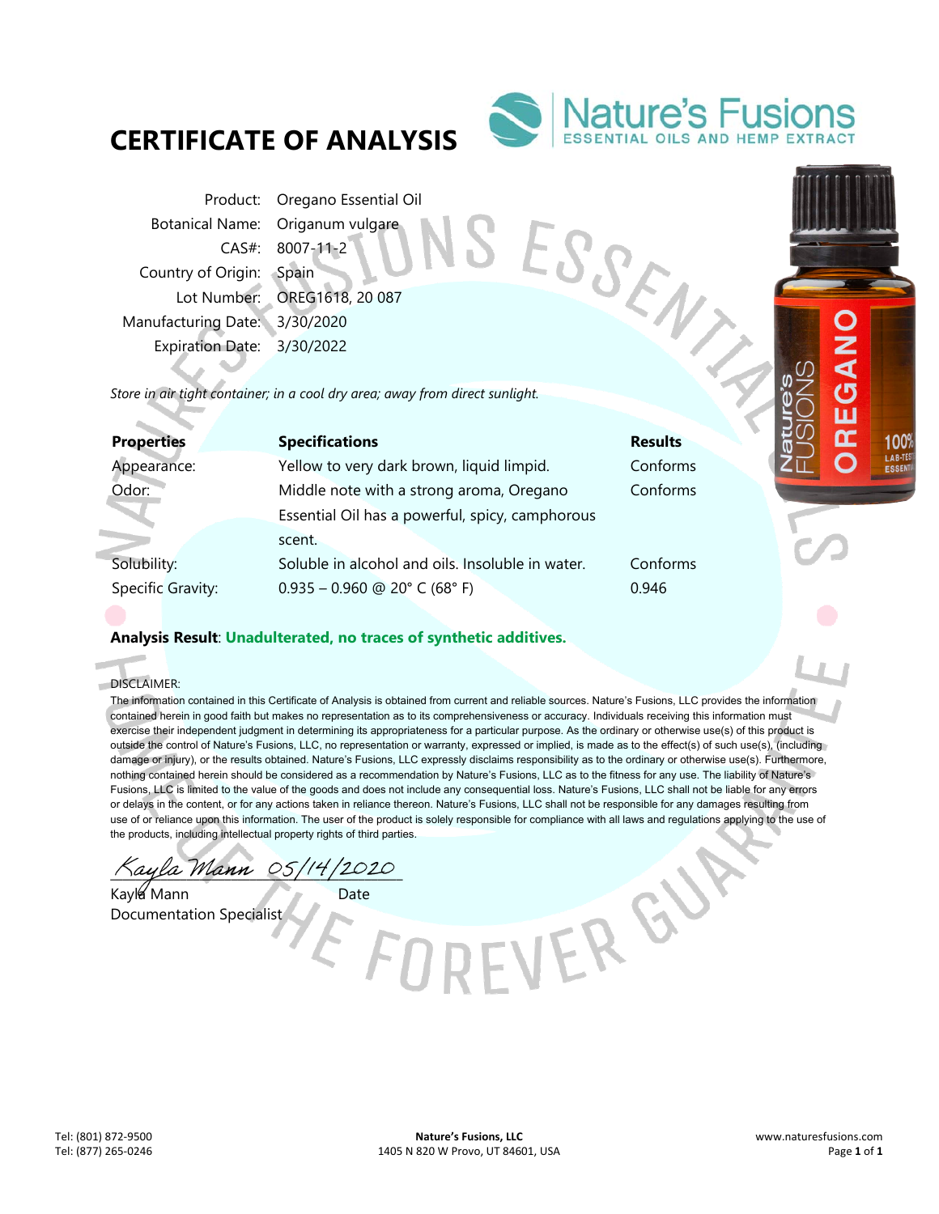# CERTIFICATE OF ANALYSIS

Nature's Fusions
ESSENTIAL OILS AND HEMP EXTRACT

| | |
|---|---|
| Product: | Oregano Essential Oil |
| Botanical Name: | Origanum vulgare |
| CAS#: | 8007-11-2 |
| Country of Origin: | Spain |
| Lot Number: | OREG1618, 20 087 |
| Manufacturing Date: | 3/30/2020 |
| Expiration Date: | 3/30/2022 |

*Store in air tight container; in a cool dry area; away from direct sunlight.*

| Properties | Specifications | Results |
|---|---|---|
| Appearance: | Yellow to very dark brown, liquid limpid. | Conforms |
| Odor: | Middle note with a strong aroma, Oregano Essential Oil has a powerful, spicy, camphorous scent. | Conforms |
| Solubility: | Soluble in alcohol and oils. Insoluble in water. | Conforms |
| Specific Gravity: | 0.935 – 0.960 @ 20° C (68° F) | 0.946 |

**Analysis Result**: **Unadulterated, no traces of synthetic additives.**

DISCLAIMER:
The information contained in this Certificate of Analysis is obtained from current and reliable sources. Nature's Fusions, LLC provides the information contained herein in good faith but makes no representation as to its comprehensiveness or accuracy. Individuals receiving this information must exercise their independent judgment in determining its appropriateness for a particular purpose. As the ordinary or otherwise use(s) of this product is outside the control of Nature's Fusions, LLC, no representation or warranty, expressed or implied, is made as to the effect(s) of such use(s), (including damage or injury), or the results obtained. Nature's Fusions, LLC expressly disclaims responsibility as to the ordinary or otherwise use(s). Furthermore, nothing contained herein should be considered as a recommendation by Nature's Fusions, LLC as to the fitness for any use. The liability of Nature's Fusions, LLC is limited to the value of the goods and does not include any consequential loss. Nature's Fusions, LLC shall not be liable for any errors or delays in the content, or for any actions taken in reliance thereon. Nature's Fusions, LLC shall not be responsible for any damages resulting from use of or reliance upon this information. The user of the product is solely responsible for compliance with all laws and regulations applying to the use of the products, including intellectual property rights of third parties.

*Kayla Mann* 05/14/2020

Kayla Mann — Date
Documentation Specialist

Tel: (801) 872-9500
Tel: (877) 265-0246

**Nature's Fusions, LLC**
1405 N 820 W Provo, UT 84601, USA

www.naturesfusions.com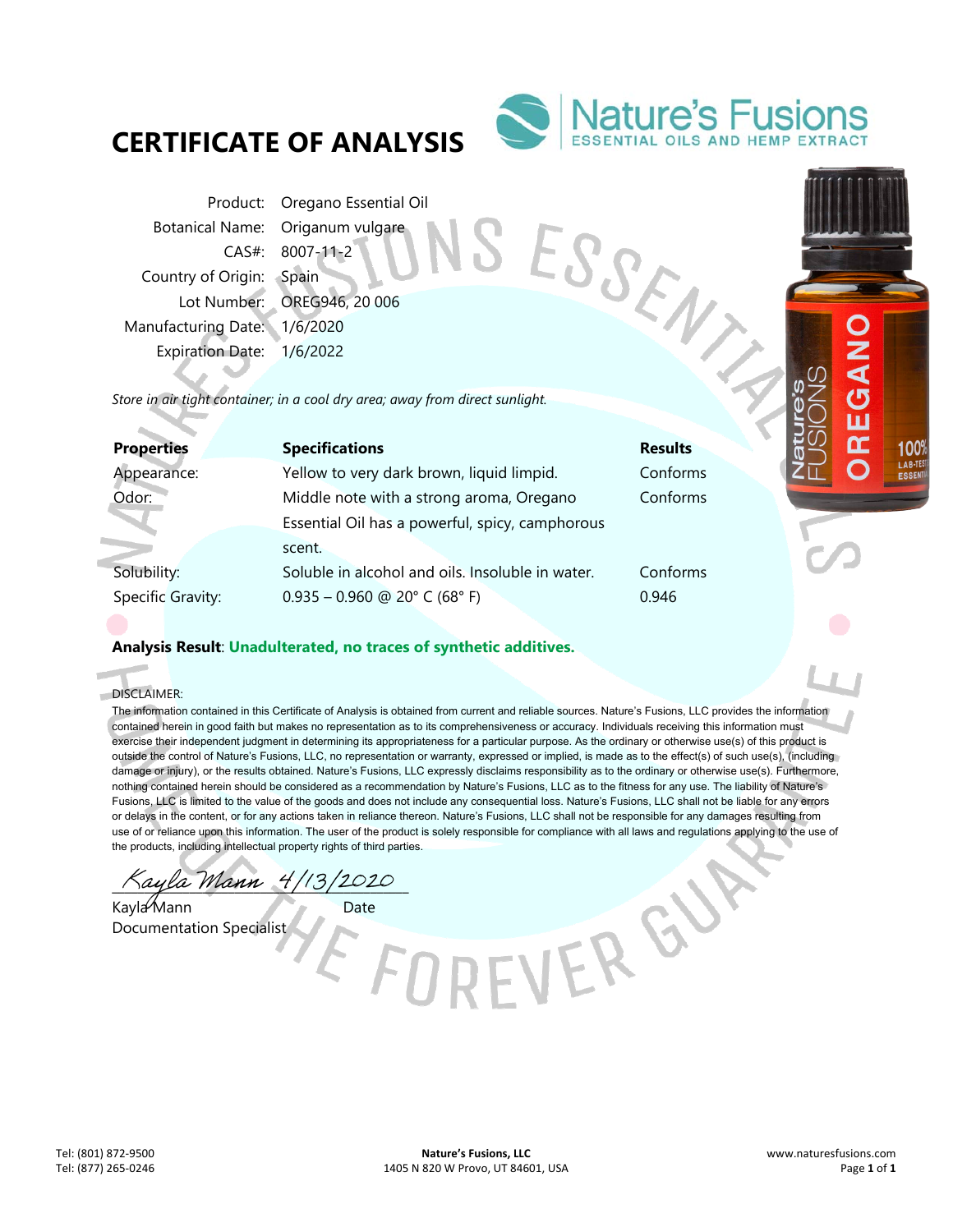# CERTIFICATE OF ANALYSIS

Nature's Fusions
ESSENTIAL OILS AND HEMP EXTRACT

| | |
|---|---|
| Product: | Oregano Essential Oil |
| Botanical Name: | Origanum vulgare |
| CAS#: | 8007-11-2 |
| Country of Origin: | Spain |
| Lot Number: | OREG946, 20 006 |
| Manufacturing Date: | 1/6/2020 |
| Expiration Date: | 1/6/2022 |

*Store in air tight container; in a cool dry area; away from direct sunlight.*

| Properties | Specifications | Results |
|---|---|---|
| Appearance: | Yellow to very dark brown, liquid limpid. | Conforms |
| Odor: | Middle note with a strong aroma, Oregano Essential Oil has a powerful, spicy, camphorous scent. | Conforms |
| Solubility: | Soluble in alcohol and oils. Insoluble in water. | Conforms |
| Specific Gravity: | 0.935 – 0.960 @ 20° C (68° F) | 0.946 |

**Analysis Result**: **Unadulterated, no traces of synthetic additives.**

DISCLAIMER:
The information contained in this Certificate of Analysis is obtained from current and reliable sources. Nature's Fusions, LLC provides the information contained herein in good faith but makes no representation as to its comprehensiveness or accuracy. Individuals receiving this information must exercise their independent judgment in determining its appropriateness for a particular purpose. As the ordinary or otherwise use(s) of this product is outside the control of Nature's Fusions, LLC, no representation or warranty, expressed or implied, is made as to the effect(s) of such use(s), (including damage or injury), or the results obtained. Nature's Fusions, LLC expressly disclaims responsibility as to the ordinary or otherwise use(s). Furthermore, nothing contained herein should be considered as a recommendation by Nature's Fusions, LLC as to the fitness for any use. The liability of Nature's Fusions, LLC is limited to the value of the goods and does not include any consequential loss. Nature's Fusions, LLC shall not be liable for any errors or delays in the content, or for any actions taken in reliance thereon. Nature's Fusions, LLC shall not be responsible for any damages resulting from use of or reliance upon this information. The user of the product is solely responsible for compliance with all laws and regulations applying to the use of the products, including intellectual property rights of third parties.

Kayla Mann 4/13/2020

Kayla Mann — Date
Documentation Specialist

Tel: (801) 872-9500
Tel: (877) 265-0246

**Nature's Fusions, LLC**
1405 N 820 W Provo, UT 84601, USA

www.naturesfusions.com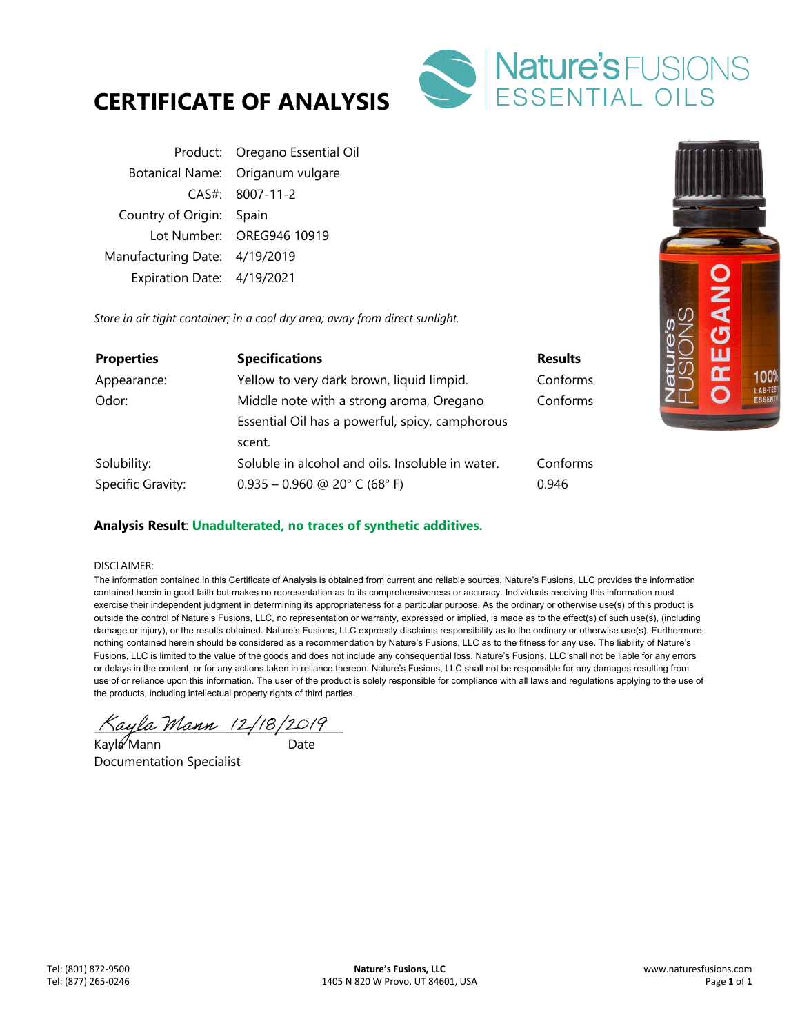# CERTIFICATE OF ANALYSIS

Nature's FUSIONS ESSENTIAL OILS

| | |
|---|---|
| Product: | Oregano Essential Oil |
| Botanical Name: | Origanum vulgare |
| CAS#: | 8007-11-2 |
| Country of Origin: | Spain |
| Lot Number: | OREG946 10919 |
| Manufacturing Date: | 4/19/2019 |
| Expiration Date: | 4/19/2021 |

*Store in air tight container; in a cool dry area; away from direct sunlight.*

| Properties | Specifications | Results |
|---|---|---|
| Appearance: | Yellow to very dark brown, liquid limpid. | Conforms |
| Odor: | Middle note with a strong aroma, Oregano Essential Oil has a powerful, spicy, camphorous scent. | Conforms |
| Solubility: | Soluble in alcohol and oils. Insoluble in water. | Conforms |
| Specific Gravity: | 0.935 – 0.960 @ 20° C (68° F) | 0.946 |

**Analysis Result**: **Unadulterated, no traces of synthetic additives.**

DISCLAIMER:
The information contained in this Certificate of Analysis is obtained from current and reliable sources. Nature's Fusions, LLC provides the information contained herein in good faith but makes no representation as to its comprehensiveness or accuracy. Individuals receiving this information must exercise their independent judgment in determining its appropriateness for a particular purpose. As the ordinary or otherwise use(s) of this product is outside the control of Nature's Fusions, LLC, no representation or warranty, expressed or implied, is made as to the effect(s) of such use(s), (including damage or injury), or the results obtained. Nature's Fusions, LLC expressly disclaims responsibility as to the ordinary or otherwise use(s). Furthermore, nothing contained herein should be considered as a recommendation by Nature's Fusions, LLC as to the fitness for any use. The liability of Nature's Fusions, LLC is limited to the value of the goods and does not include any consequential loss. Nature's Fusions, LLC shall not be liable for any errors or delays in the content, or for any actions taken in reliance thereon. Nature's Fusions, LLC shall not be responsible for any damages resulting from use of or reliance upon this information. The user of the product is solely responsible for compliance with all laws and regulations applying to the use of the products, including intellectual property rights of third parties.

*Kayla Mann 12/18/2019*

Kayla Mann — Date
Documentation Specialist

Tel: (801) 872-9500
Tel: (877) 265-0246

**Nature's Fusions, LLC**
1405 N 820 W Provo, UT 84601, USA

www.naturesfusions.com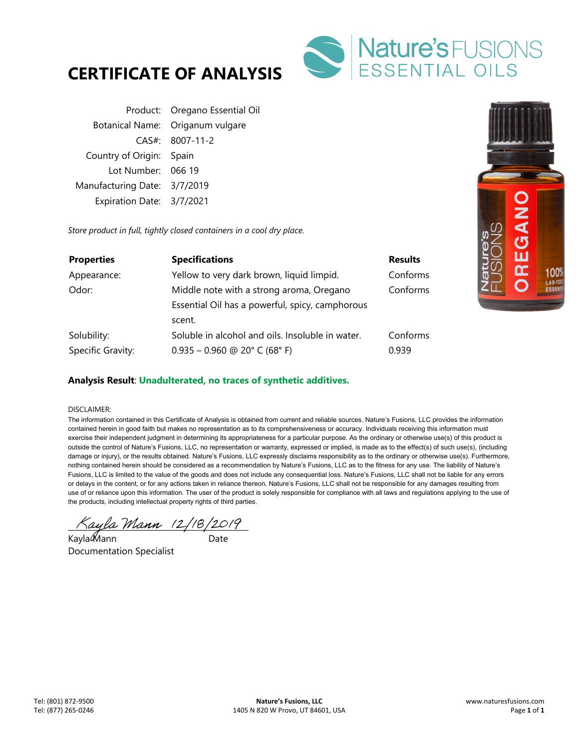# CERTIFICATE OF ANALYSIS

Nature's FUSIONS ESSENTIAL OILS

| | |
|---|---|
| Product: | Oregano Essential Oil |
| Botanical Name: | Origanum vulgare |
| CAS#: | 8007-11-2 |
| Country of Origin: | Spain |
| Lot Number: | 066 19 |
| Manufacturing Date: | 3/7/2019 |
| Expiration Date: | 3/7/2021 |

*Store product in full, tightly closed containers in a cool dry place.*

| Properties | Specifications | Results |
|---|---|---|
| Appearance: | Yellow to very dark brown, liquid limpid. | Conforms |
| Odor: | Middle note with a strong aroma, Oregano Essential Oil has a powerful, spicy, camphorous scent. | Conforms |
| Solubility: | Soluble in alcohol and oils. Insoluble in water. | Conforms |
| Specific Gravity: | 0.935 – 0.960 @ 20° C (68° F) | 0.939 |

**Analysis Result**: **Unadulterated, no traces of synthetic additives.**

DISCLAIMER:
The information contained in this Certificate of Analysis is obtained from current and reliable sources. Nature's Fusions, LLC provides the information contained herein in good faith but makes no representation as to its comprehensiveness or accuracy. Individuals receiving this information must exercise their independent judgment in determining its appropriateness for a particular purpose. As the ordinary or otherwise use(s) of this product is outside the control of Nature's Fusions, LLC, no representation or warranty, expressed or implied, is made as to the effect(s) of such use(s), (including damage or injury), or the results obtained. Nature's Fusions, LLC expressly disclaims responsibility as to the ordinary or otherwise use(s). Furthermore, nothing contained herein should be considered as a recommendation by Nature's Fusions, LLC as to the fitness for any use. The liability of Nature's Fusions, LLC is limited to the value of the goods and does not include any consequential loss. Nature's Fusions, LLC shall not be liable for any errors or delays in the content, or for any actions taken in reliance thereon. Nature's Fusions, LLC shall not be responsible for any damages resulting from use of or reliance upon this information. The user of the product is solely responsible for compliance with all laws and regulations applying to the use of the products, including intellectual property rights of third parties.

Kayla Mann 12/18/2019

Kayla Mann Date
Documentation Specialist

Tel: (801) 872-9500
Tel: (877) 265-0246

**Nature's Fusions, LLC**
1405 N 820 W Provo, UT 84601, USA

www.naturesfusions.com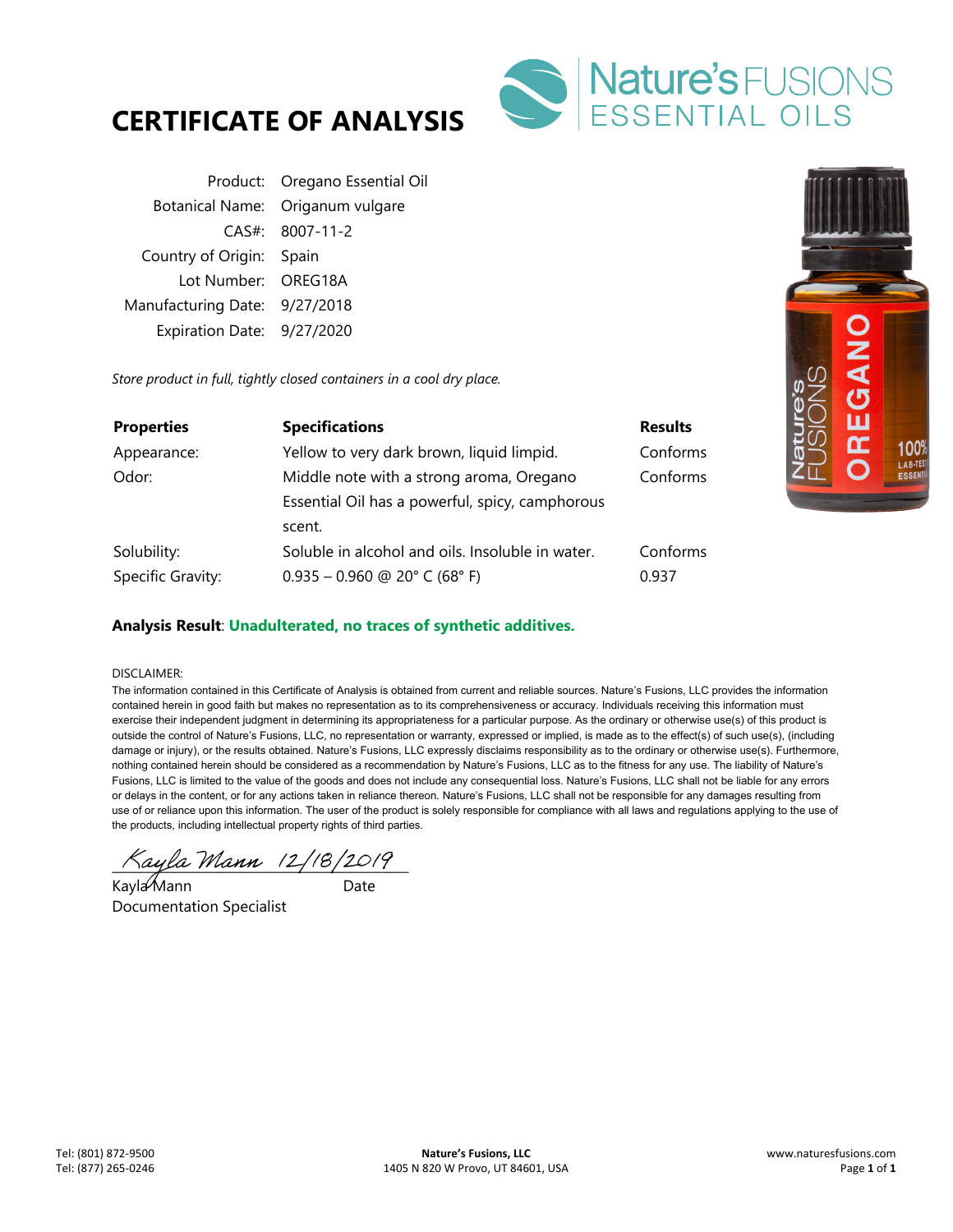# CERTIFICATE OF ANALYSIS

Nature's FUSIONS ESSENTIAL OILS

| | |
|---|---|
| Product: | Oregano Essential Oil |
| Botanical Name: | Origanum vulgare |
| CAS#: | 8007-11-2 |
| Country of Origin: | Spain |
| Lot Number: | OREG18A |
| Manufacturing Date: | 9/27/2018 |
| Expiration Date: | 9/27/2020 |

*Store product in full, tightly closed containers in a cool dry place.*

| Properties | Specifications | Results |
|---|---|---|
| Appearance: | Yellow to very dark brown, liquid limpid. | Conforms |
| Odor: | Middle note with a strong aroma, Oregano Essential Oil has a powerful, spicy, camphorous scent. | Conforms |
| Solubility: | Soluble in alcohol and oils. Insoluble in water. | Conforms |
| Specific Gravity: | 0.935 – 0.960 @ 20° C (68° F) | 0.937 |

**Analysis Result**: **Unadulterated, no traces of synthetic additives.**

DISCLAIMER:
The information contained in this Certificate of Analysis is obtained from current and reliable sources. Nature's Fusions, LLC provides the information contained herein in good faith but makes no representation as to its comprehensiveness or accuracy. Individuals receiving this information must exercise their independent judgment in determining its appropriateness for a particular purpose. As the ordinary or otherwise use(s) of this product is outside the control of Nature's Fusions, LLC, no representation or warranty, expressed or implied, is made as to the effect(s) of such use(s), (including damage or injury), or the results obtained. Nature's Fusions, LLC expressly disclaims responsibility as to the ordinary or otherwise use(s). Furthermore, nothing contained herein should be considered as a recommendation by Nature's Fusions, LLC as to the fitness for any use. The liability of Nature's Fusions, LLC is limited to the value of the goods and does not include any consequential loss. Nature's Fusions, LLC shall not be liable for any errors or delays in the content, or for any actions taken in reliance thereon. Nature's Fusions, LLC shall not be responsible for any damages resulting from use of or reliance upon this information. The user of the product is solely responsible for compliance with all laws and regulations applying to the use of the products, including intellectual property rights of third parties.

Kayla Mann 12/18/2019

Kayla Mann — Date
Documentation Specialist

Tel: (801) 872-9500
Tel: (877) 265-0246

**Nature's Fusions, LLC**
1405 N 820 W Provo, UT 84601, USA

www.naturesfusions.com